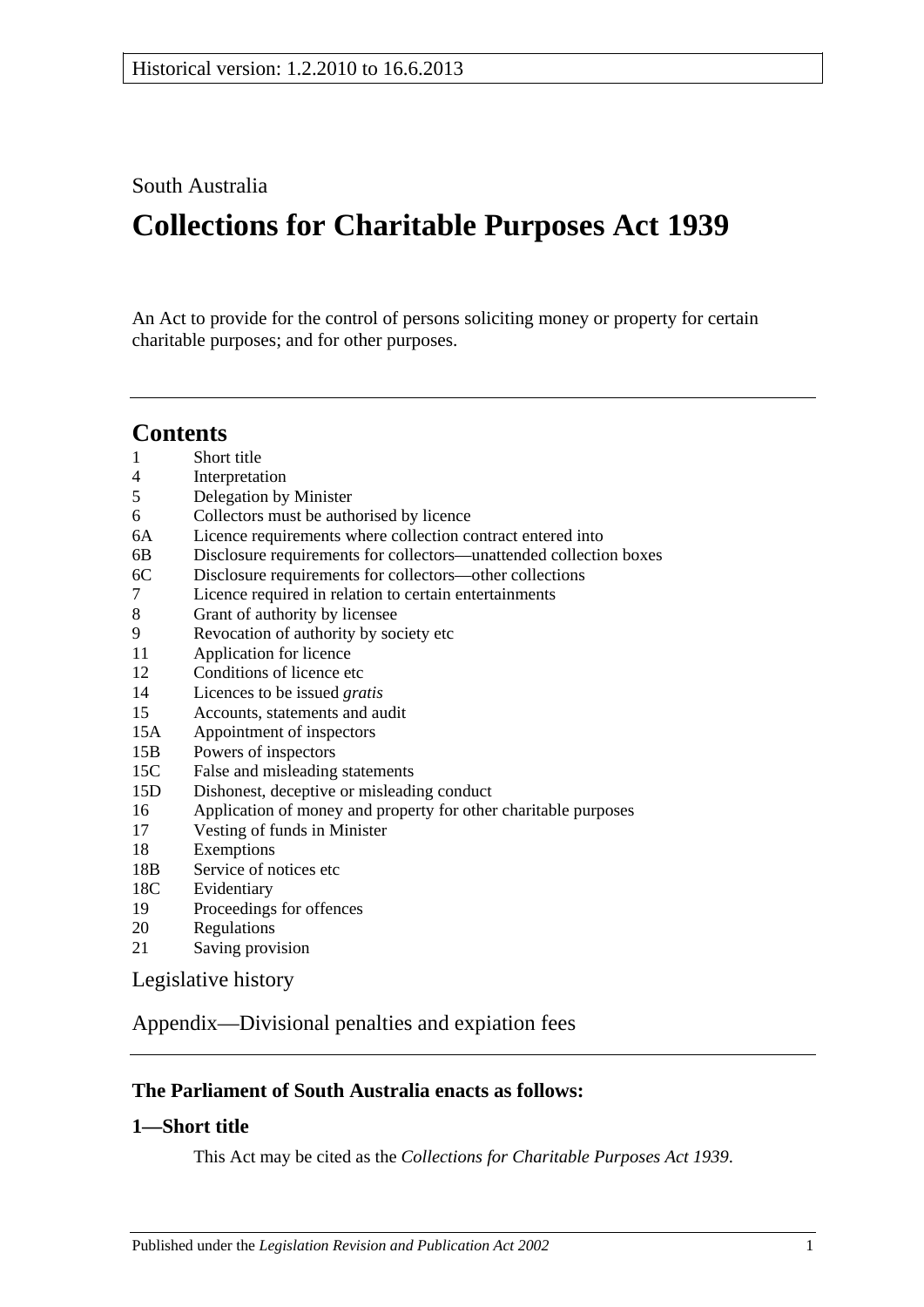Historical version: 1.2.2010 to 16.6.2013

South Australia

# Collections for Charitable Purposes Act 1939

An Act to provide for the control of persons soliciting money or property for certain charitable purposes; and for other purposes.

## Contents

1 Short title
4 Interpretation
5 Delegation by Minister
6 Collectors must be authorised by licence
6A Licence requirements where collection contract entered into
6B Disclosure requirements for collectors—unattended collection boxes
6C Disclosure requirements for collectors—other collections
7 Licence required in relation to certain entertainments
8 Grant of authority by licensee
9 Revocation of authority by society etc
11 Application for licence
12 Conditions of licence etc
14 Licences to be issued *gratis*
15 Accounts, statements and audit
15A Appointment of inspectors
15B Powers of inspectors
15C False and misleading statements
15D Dishonest, deceptive or misleading conduct
16 Application of money and property for other charitable purposes
17 Vesting of funds in Minister
18 Exemptions
18B Service of notices etc
18C Evidentiary
19 Proceedings for offences
20 Regulations
21 Saving provision

Legislative history

Appendix—Divisional penalties and expiation fees

**The Parliament of South Australia enacts as follows:**

### 1—Short title

This Act may be cited as the *Collections for Charitable Purposes Act 1939*.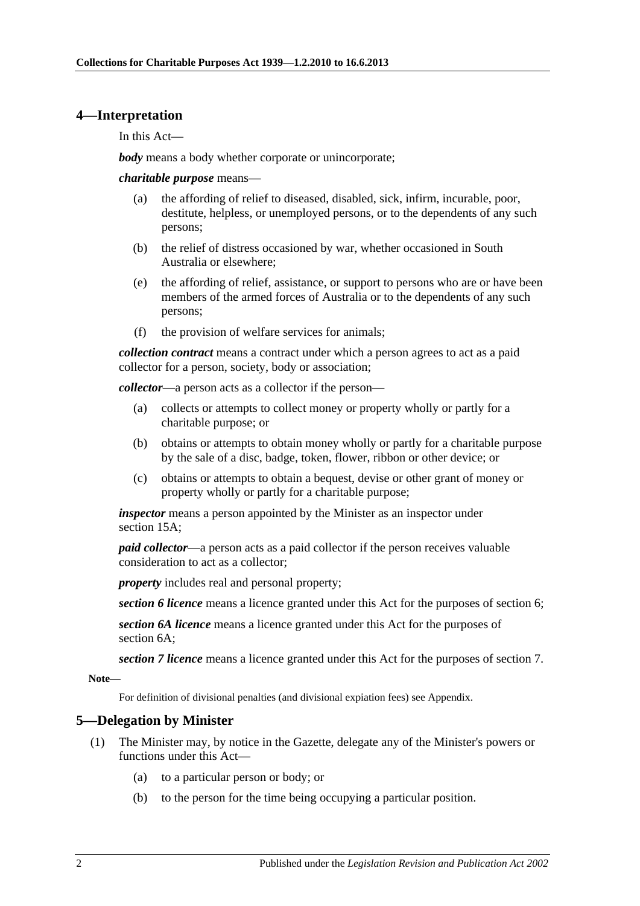## 4—Interpretation

In this Act—

***body*** means a body whether corporate or unincorporate;

***charitable purpose*** means—

- (a) the affording of relief to diseased, disabled, sick, infirm, incurable, poor, destitute, helpless, or unemployed persons, or to the dependents of any such persons;
- (b) the relief of distress occasioned by war, whether occasioned in South Australia or elsewhere;
- (e) the affording of relief, assistance, or support to persons who are or have been members of the armed forces of Australia or to the dependents of any such persons;
- (f) the provision of welfare services for animals;

***collection contract*** means a contract under which a person agrees to act as a paid collector for a person, society, body or association;

***collector***—a person acts as a collector if the person—

- (a) collects or attempts to collect money or property wholly or partly for a charitable purpose; or
- (b) obtains or attempts to obtain money wholly or partly for a charitable purpose by the sale of a disc, badge, token, flower, ribbon or other device; or
- (c) obtains or attempts to obtain a bequest, devise or other grant of money or property wholly or partly for a charitable purpose;

***inspector*** means a person appointed by the Minister as an inspector under section 15A;

***paid collector***—a person acts as a paid collector if the person receives valuable consideration to act as a collector;

***property*** includes real and personal property;

***section 6 licence*** means a licence granted under this Act for the purposes of section 6;

***section 6A licence*** means a licence granted under this Act for the purposes of section 6A;

***section 7 licence*** means a licence granted under this Act for the purposes of section 7.

**Note—**

For definition of divisional penalties (and divisional expiation fees) see Appendix.

## 5—Delegation by Minister

(1) The Minister may, by notice in the Gazette, delegate any of the Minister's powers or functions under this Act—

- (a) to a particular person or body; or
- (b) to the person for the time being occupying a particular position.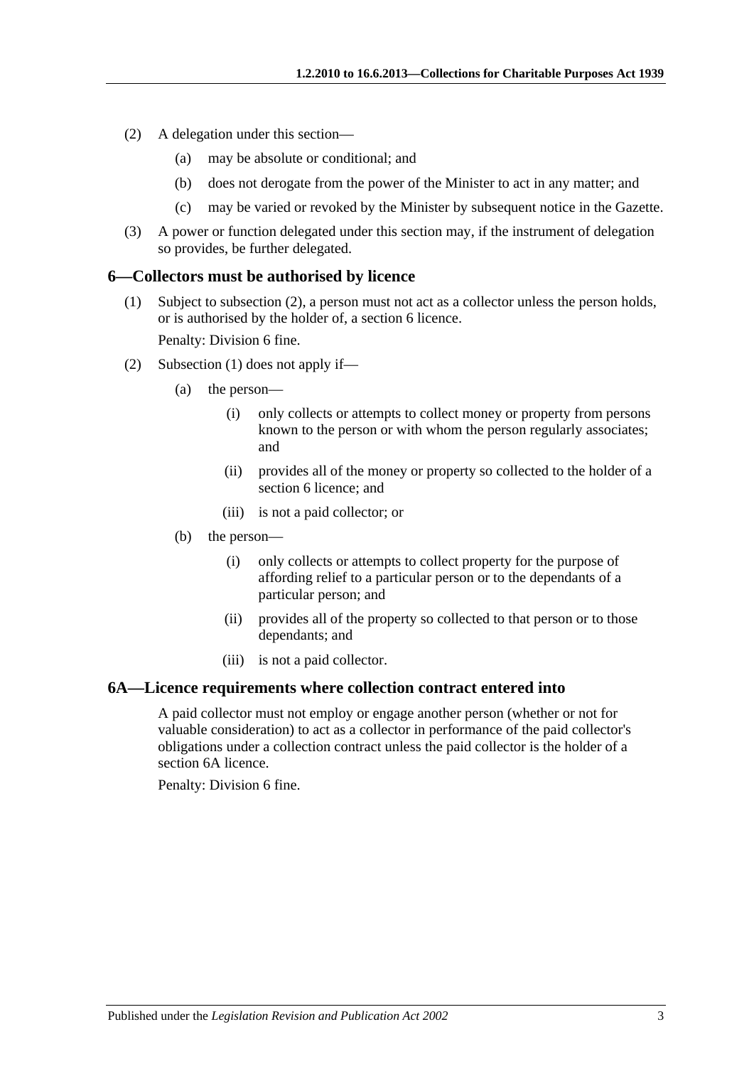(2) A delegation under this section—

(a) may be absolute or conditional; and

(b) does not derogate from the power of the Minister to act in any matter; and

(c) may be varied or revoked by the Minister by subsequent notice in the Gazette.

(3) A power or function delegated under this section may, if the instrument of delegation so provides, be further delegated.

## 6—Collectors must be authorised by licence

(1) Subject to subsection (2), a person must not act as a collector unless the person holds, or is authorised by the holder of, a section 6 licence.

Penalty: Division 6 fine.

(2) Subsection (1) does not apply if—

(a) the person—

(i) only collects or attempts to collect money or property from persons known to the person or with whom the person regularly associates; and

(ii) provides all of the money or property so collected to the holder of a section 6 licence; and

(iii) is not a paid collector; or

(b) the person—

(i) only collects or attempts to collect property for the purpose of affording relief to a particular person or to the dependants of a particular person; and

(ii) provides all of the property so collected to that person or to those dependants; and

(iii) is not a paid collector.

## 6A—Licence requirements where collection contract entered into

A paid collector must not employ or engage another person (whether or not for valuable consideration) to act as a collector in performance of the paid collector's obligations under a collection contract unless the paid collector is the holder of a section 6A licence.

Penalty: Division 6 fine.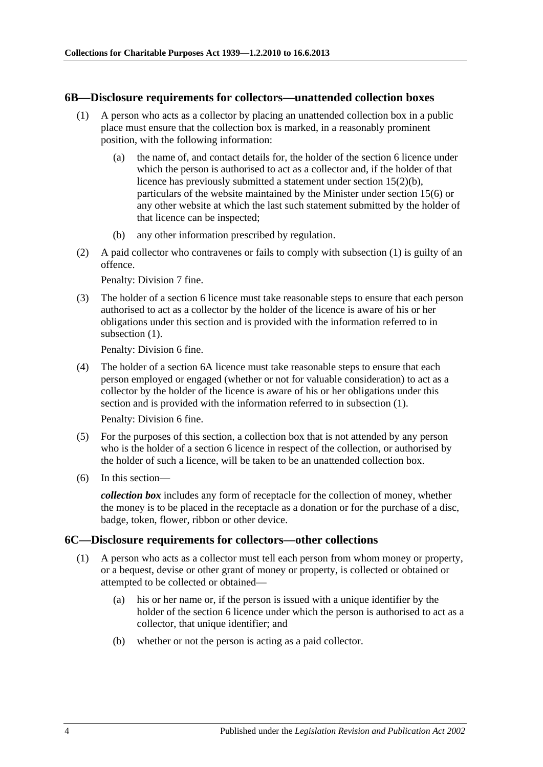## 6B—Disclosure requirements for collectors—unattended collection boxes

(1) A person who acts as a collector by placing an unattended collection box in a public place must ensure that the collection box is marked, in a reasonably prominent position, with the following information:

(a) the name of, and contact details for, the holder of the section 6 licence under which the person is authorised to act as a collector and, if the holder of that licence has previously submitted a statement under section 15(2)(b), particulars of the website maintained by the Minister under section 15(6) or any other website at which the last such statement submitted by the holder of that licence can be inspected;

(b) any other information prescribed by regulation.

(2) A paid collector who contravenes or fails to comply with subsection (1) is guilty of an offence.

Penalty: Division 7 fine.

(3) The holder of a section 6 licence must take reasonable steps to ensure that each person authorised to act as a collector by the holder of the licence is aware of his or her obligations under this section and is provided with the information referred to in subsection (1).

Penalty: Division 6 fine.

(4) The holder of a section 6A licence must take reasonable steps to ensure that each person employed or engaged (whether or not for valuable consideration) to act as a collector by the holder of the licence is aware of his or her obligations under this section and is provided with the information referred to in subsection (1).

Penalty: Division 6 fine.

(5) For the purposes of this section, a collection box that is not attended by any person who is the holder of a section 6 licence in respect of the collection, or authorised by the holder of such a licence, will be taken to be an unattended collection box.

(6) In this section—

***collection box*** includes any form of receptacle for the collection of money, whether the money is to be placed in the receptacle as a donation or for the purchase of a disc, badge, token, flower, ribbon or other device.

## 6C—Disclosure requirements for collectors—other collections

(1) A person who acts as a collector must tell each person from whom money or property, or a bequest, devise or other grant of money or property, is collected or obtained or attempted to be collected or obtained—

(a) his or her name or, if the person is issued with a unique identifier by the holder of the section 6 licence under which the person is authorised to act as a collector, that unique identifier; and

(b) whether or not the person is acting as a paid collector.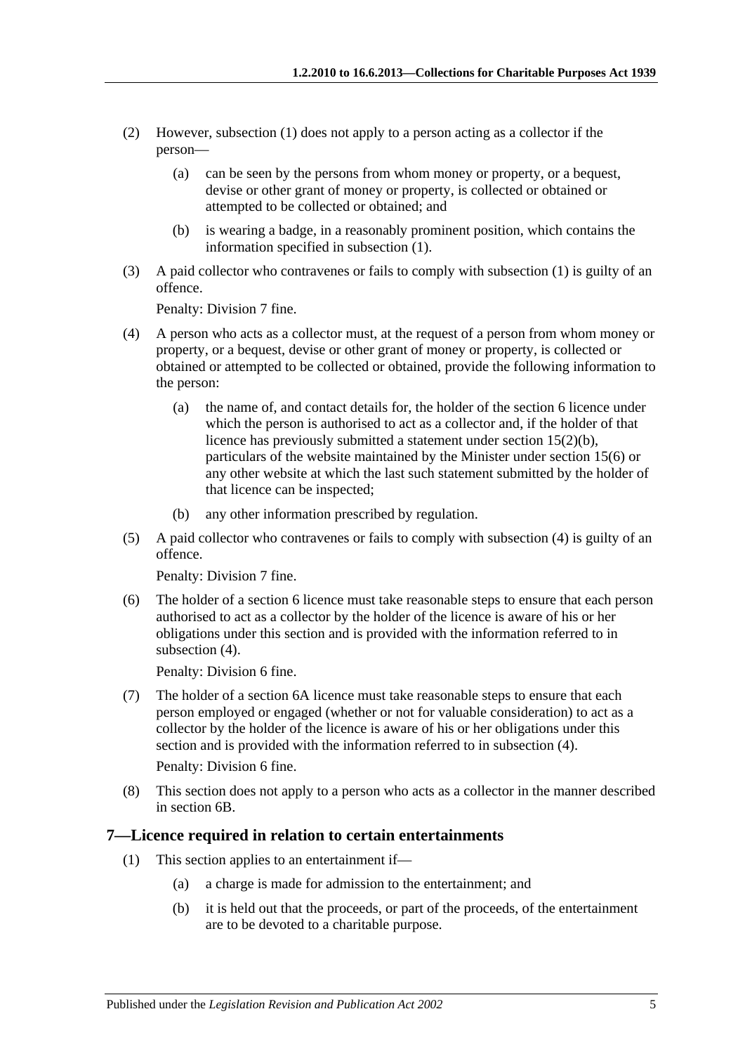(2) However, subsection (1) does not apply to a person acting as a collector if the person—

(a) can be seen by the persons from whom money or property, or a bequest, devise or other grant of money or property, is collected or obtained or attempted to be collected or obtained; and

(b) is wearing a badge, in a reasonably prominent position, which contains the information specified in subsection (1).

(3) A paid collector who contravenes or fails to comply with subsection (1) is guilty of an offence.

Penalty: Division 7 fine.

(4) A person who acts as a collector must, at the request of a person from whom money or property, or a bequest, devise or other grant of money or property, is collected or obtained or attempted to be collected or obtained, provide the following information to the person:

(a) the name of, and contact details for, the holder of the section 6 licence under which the person is authorised to act as a collector and, if the holder of that licence has previously submitted a statement under section 15(2)(b), particulars of the website maintained by the Minister under section 15(6) or any other website at which the last such statement submitted by the holder of that licence can be inspected;

(b) any other information prescribed by regulation.

(5) A paid collector who contravenes or fails to comply with subsection (4) is guilty of an offence.

Penalty: Division 7 fine.

(6) The holder of a section 6 licence must take reasonable steps to ensure that each person authorised to act as a collector by the holder of the licence is aware of his or her obligations under this section and is provided with the information referred to in subsection (4).

Penalty: Division 6 fine.

(7) The holder of a section 6A licence must take reasonable steps to ensure that each person employed or engaged (whether or not for valuable consideration) to act as a collector by the holder of the licence is aware of his or her obligations under this section and is provided with the information referred to in subsection (4).

Penalty: Division 6 fine.

(8) This section does not apply to a person who acts as a collector in the manner described in section 6B.

## 7—Licence required in relation to certain entertainments

(1) This section applies to an entertainment if—

(a) a charge is made for admission to the entertainment; and

(b) it is held out that the proceeds, or part of the proceeds, of the entertainment are to be devoted to a charitable purpose.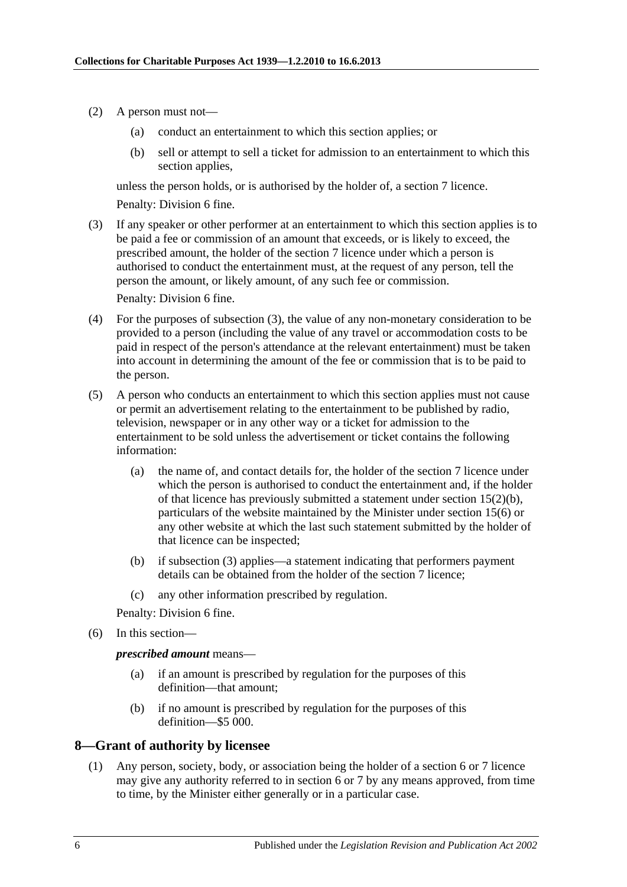(2) A person must not—

(a) conduct an entertainment to which this section applies; or

(b) sell or attempt to sell a ticket for admission to an entertainment to which this section applies,

unless the person holds, or is authorised by the holder of, a section 7 licence.

Penalty: Division 6 fine.

(3) If any speaker or other performer at an entertainment to which this section applies is to be paid a fee or commission of an amount that exceeds, or is likely to exceed, the prescribed amount, the holder of the section 7 licence under which a person is authorised to conduct the entertainment must, at the request of any person, tell the person the amount, or likely amount, of any such fee or commission.

Penalty: Division 6 fine.

(4) For the purposes of subsection (3), the value of any non-monetary consideration to be provided to a person (including the value of any travel or accommodation costs to be paid in respect of the person's attendance at the relevant entertainment) must be taken into account in determining the amount of the fee or commission that is to be paid to the person.

(5) A person who conducts an entertainment to which this section applies must not cause or permit an advertisement relating to the entertainment to be published by radio, television, newspaper or in any other way or a ticket for admission to the entertainment to be sold unless the advertisement or ticket contains the following information:

(a) the name of, and contact details for, the holder of the section 7 licence under which the person is authorised to conduct the entertainment and, if the holder of that licence has previously submitted a statement under section 15(2)(b), particulars of the website maintained by the Minister under section 15(6) or any other website at which the last such statement submitted by the holder of that licence can be inspected;

(b) if subsection (3) applies—a statement indicating that performers payment details can be obtained from the holder of the section 7 licence;

(c) any other information prescribed by regulation.

Penalty: Division 6 fine.

(6) In this section—

***prescribed amount*** means—

(a) if an amount is prescribed by regulation for the purposes of this definition—that amount;

(b) if no amount is prescribed by regulation for the purposes of this definition—$5 000.

## 8—Grant of authority by licensee

(1) Any person, society, body, or association being the holder of a section 6 or 7 licence may give any authority referred to in section 6 or 7 by any means approved, from time to time, by the Minister either generally or in a particular case.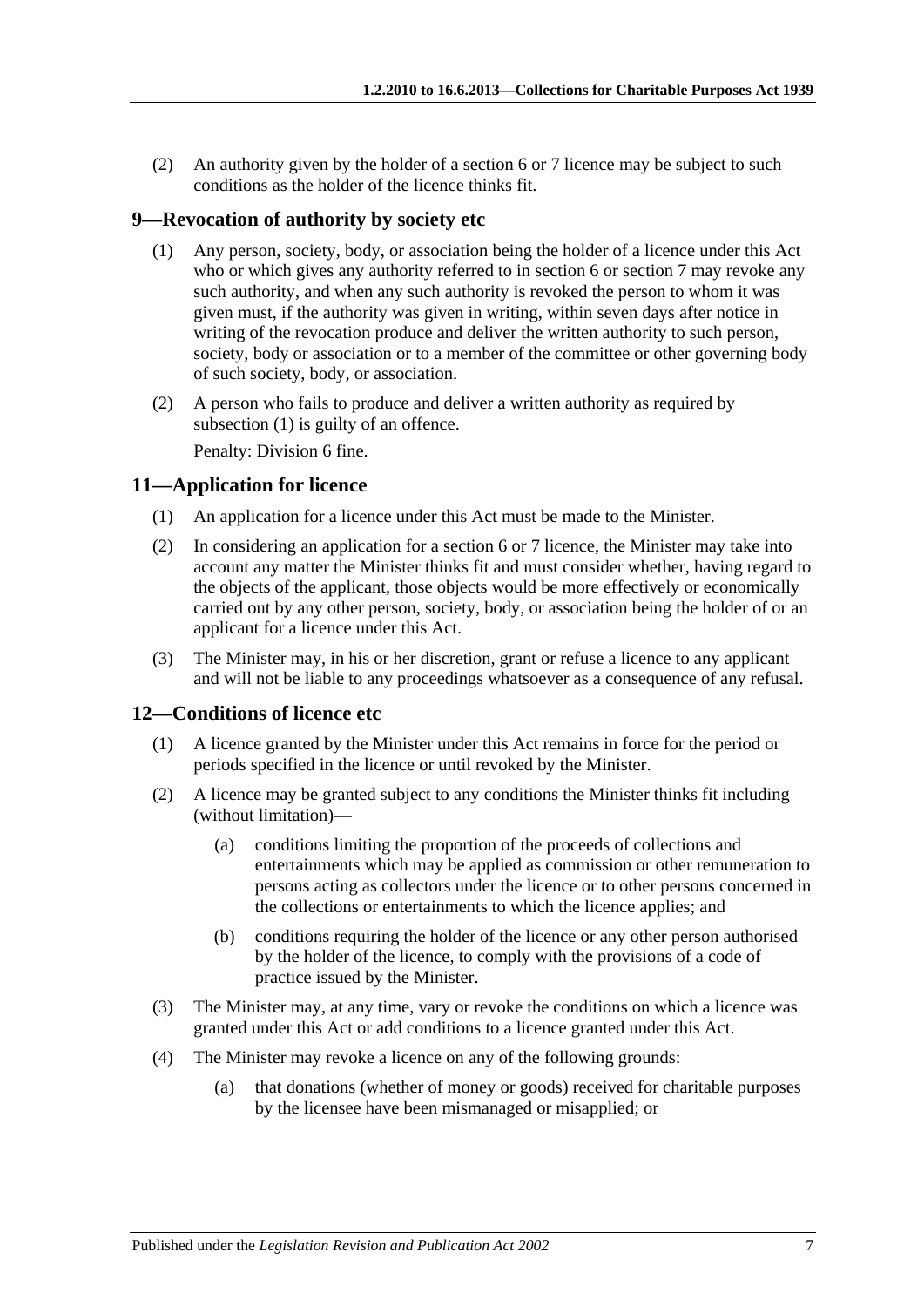(2) An authority given by the holder of a section 6 or 7 licence may be subject to such conditions as the holder of the licence thinks fit.

## 9—Revocation of authority by society etc

(1) Any person, society, body, or association being the holder of a licence under this Act who or which gives any authority referred to in section 6 or section 7 may revoke any such authority, and when any such authority is revoked the person to whom it was given must, if the authority was given in writing, within seven days after notice in writing of the revocation produce and deliver the written authority to such person, society, body or association or to a member of the committee or other governing body of such society, body, or association.

(2) A person who fails to produce and deliver a written authority as required by subsection (1) is guilty of an offence.

Penalty: Division 6 fine.

## 11—Application for licence

(1) An application for a licence under this Act must be made to the Minister.

(2) In considering an application for a section 6 or 7 licence, the Minister may take into account any matter the Minister thinks fit and must consider whether, having regard to the objects of the applicant, those objects would be more effectively or economically carried out by any other person, society, body, or association being the holder of or an applicant for a licence under this Act.

(3) The Minister may, in his or her discretion, grant or refuse a licence to any applicant and will not be liable to any proceedings whatsoever as a consequence of any refusal.

## 12—Conditions of licence etc

(1) A licence granted by the Minister under this Act remains in force for the period or periods specified in the licence or until revoked by the Minister.

(2) A licence may be granted subject to any conditions the Minister thinks fit including (without limitation)—

(a) conditions limiting the proportion of the proceeds of collections and entertainments which may be applied as commission or other remuneration to persons acting as collectors under the licence or to other persons concerned in the collections or entertainments to which the licence applies; and

(b) conditions requiring the holder of the licence or any other person authorised by the holder of the licence, to comply with the provisions of a code of practice issued by the Minister.

(3) The Minister may, at any time, vary or revoke the conditions on which a licence was granted under this Act or add conditions to a licence granted under this Act.

(4) The Minister may revoke a licence on any of the following grounds:

(a) that donations (whether of money or goods) received for charitable purposes by the licensee have been mismanaged or misapplied; or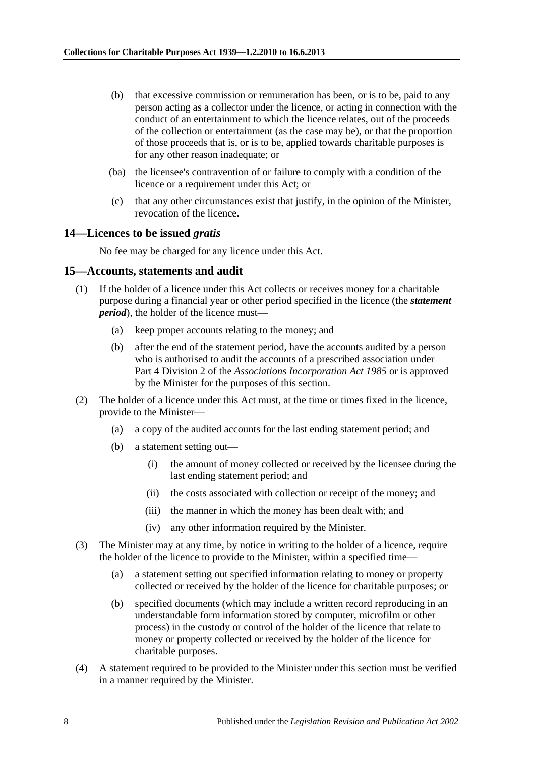(b) that excessive commission or remuneration has been, or is to be, paid to any person acting as a collector under the licence, or acting in connection with the conduct of an entertainment to which the licence relates, out of the proceeds of the collection or entertainment (as the case may be), or that the proportion of those proceeds that is, or is to be, applied towards charitable purposes is for any other reason inadequate; or

(ba) the licensee's contravention of or failure to comply with a condition of the licence or a requirement under this Act; or

(c) that any other circumstances exist that justify, in the opinion of the Minister, revocation of the licence.

## 14—Licences to be issued *gratis*

No fee may be charged for any licence under this Act.

## 15—Accounts, statements and audit

(1) If the holder of a licence under this Act collects or receives money for a charitable purpose during a financial year or other period specified in the licence (the ***statement period***), the holder of the licence must—

(a) keep proper accounts relating to the money; and

(b) after the end of the statement period, have the accounts audited by a person who is authorised to audit the accounts of a prescribed association under Part 4 Division 2 of the *Associations Incorporation Act 1985* or is approved by the Minister for the purposes of this section.

(2) The holder of a licence under this Act must, at the time or times fixed in the licence, provide to the Minister—

(a) a copy of the audited accounts for the last ending statement period; and

(b) a statement setting out—

(i) the amount of money collected or received by the licensee during the last ending statement period; and

(ii) the costs associated with collection or receipt of the money; and

(iii) the manner in which the money has been dealt with; and

(iv) any other information required by the Minister.

(3) The Minister may at any time, by notice in writing to the holder of a licence, require the holder of the licence to provide to the Minister, within a specified time—

(a) a statement setting out specified information relating to money or property collected or received by the holder of the licence for charitable purposes; or

(b) specified documents (which may include a written record reproducing in an understandable form information stored by computer, microfilm or other process) in the custody or control of the holder of the licence that relate to money or property collected or received by the holder of the licence for charitable purposes.

(4) A statement required to be provided to the Minister under this section must be verified in a manner required by the Minister.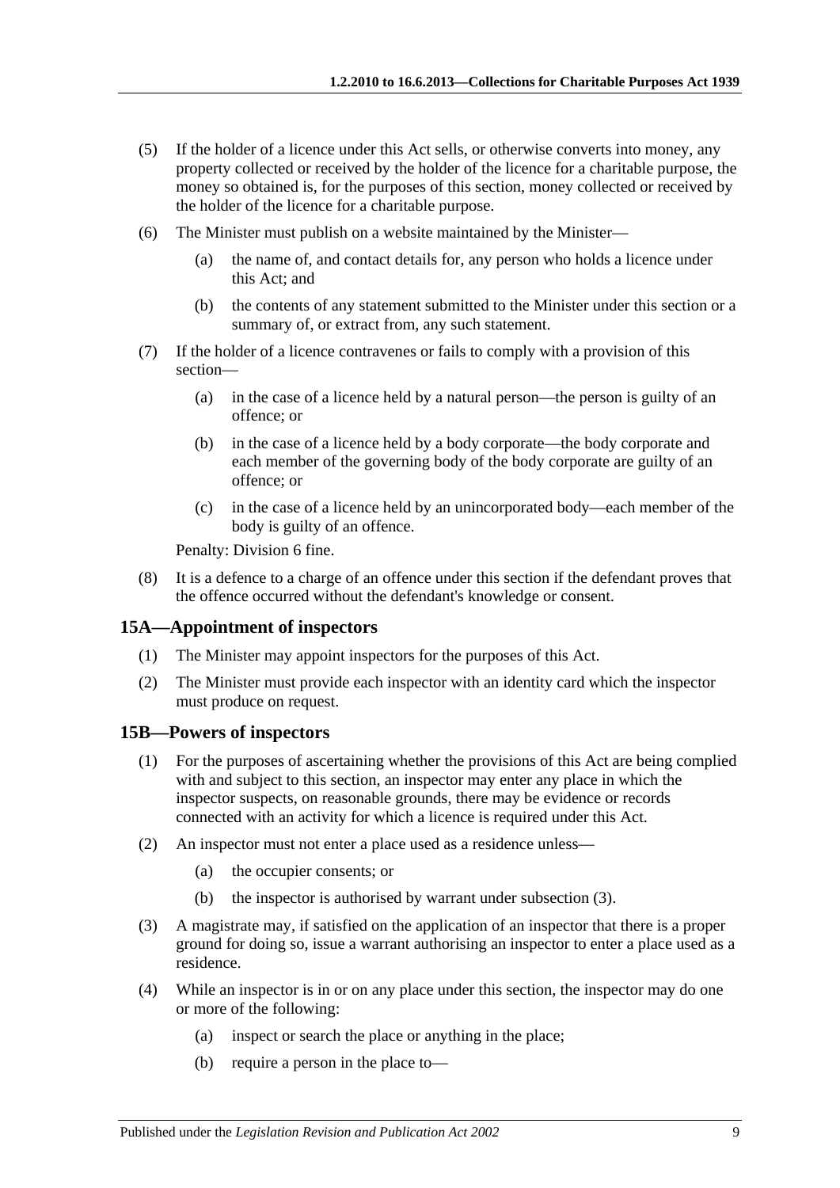(5) If the holder of a licence under this Act sells, or otherwise converts into money, any property collected or received by the holder of the licence for a charitable purpose, the money so obtained is, for the purposes of this section, money collected or received by the holder of the licence for a charitable purpose.

(6) The Minister must publish on a website maintained by the Minister—

(a) the name of, and contact details for, any person who holds a licence under this Act; and

(b) the contents of any statement submitted to the Minister under this section or a summary of, or extract from, any such statement.

(7) If the holder of a licence contravenes or fails to comply with a provision of this section—

(a) in the case of a licence held by a natural person—the person is guilty of an offence; or

(b) in the case of a licence held by a body corporate—the body corporate and each member of the governing body of the body corporate are guilty of an offence; or

(c) in the case of a licence held by an unincorporated body—each member of the body is guilty of an offence.

Penalty: Division 6 fine.

(8) It is a defence to a charge of an offence under this section if the defendant proves that the offence occurred without the defendant's knowledge or consent.

## 15A—Appointment of inspectors

(1) The Minister may appoint inspectors for the purposes of this Act.

(2) The Minister must provide each inspector with an identity card which the inspector must produce on request.

## 15B—Powers of inspectors

(1) For the purposes of ascertaining whether the provisions of this Act are being complied with and subject to this section, an inspector may enter any place in which the inspector suspects, on reasonable grounds, there may be evidence or records connected with an activity for which a licence is required under this Act.

(2) An inspector must not enter a place used as a residence unless—

(a) the occupier consents; or

(b) the inspector is authorised by warrant under subsection (3).

(3) A magistrate may, if satisfied on the application of an inspector that there is a proper ground for doing so, issue a warrant authorising an inspector to enter a place used as a residence.

(4) While an inspector is in or on any place under this section, the inspector may do one or more of the following:

(a) inspect or search the place or anything in the place;

(b) require a person in the place to—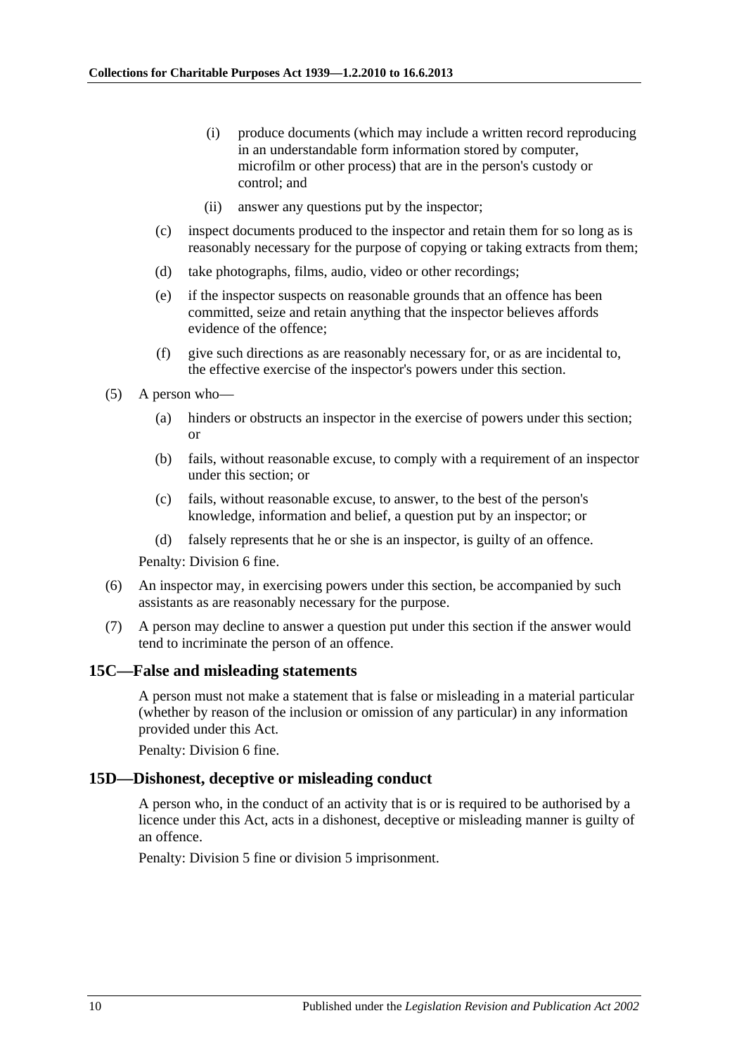(i) produce documents (which may include a written record reproducing in an understandable form information stored by computer, microfilm or other process) that are in the person's custody or control; and

(ii) answer any questions put by the inspector;

(c) inspect documents produced to the inspector and retain them for so long as is reasonably necessary for the purpose of copying or taking extracts from them;

(d) take photographs, films, audio, video or other recordings;

(e) if the inspector suspects on reasonable grounds that an offence has been committed, seize and retain anything that the inspector believes affords evidence of the offence;

(f) give such directions as are reasonably necessary for, or as are incidental to, the effective exercise of the inspector's powers under this section.

(5) A person who—

(a) hinders or obstructs an inspector in the exercise of powers under this section; or

(b) fails, without reasonable excuse, to comply with a requirement of an inspector under this section; or

(c) fails, without reasonable excuse, to answer, to the best of the person's knowledge, information and belief, a question put by an inspector; or

(d) falsely represents that he or she is an inspector, is guilty of an offence.

Penalty: Division 6 fine.

(6) An inspector may, in exercising powers under this section, be accompanied by such assistants as are reasonably necessary for the purpose.

(7) A person may decline to answer a question put under this section if the answer would tend to incriminate the person of an offence.

## 15C—False and misleading statements

A person must not make a statement that is false or misleading in a material particular (whether by reason of the inclusion or omission of any particular) in any information provided under this Act.

Penalty: Division 6 fine.

## 15D—Dishonest, deceptive or misleading conduct

A person who, in the conduct of an activity that is or is required to be authorised by a licence under this Act, acts in a dishonest, deceptive or misleading manner is guilty of an offence.

Penalty: Division 5 fine or division 5 imprisonment.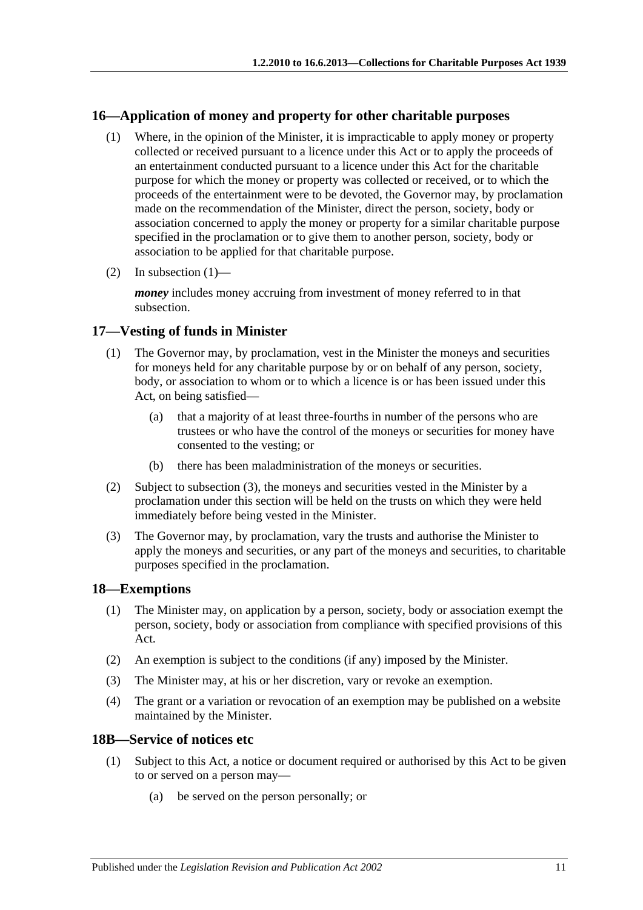## 16—Application of money and property for other charitable purposes

(1) Where, in the opinion of the Minister, it is impracticable to apply money or property collected or received pursuant to a licence under this Act or to apply the proceeds of an entertainment conducted pursuant to a licence under this Act for the charitable purpose for which the money or property was collected or received, or to which the proceeds of the entertainment were to be devoted, the Governor may, by proclamation made on the recommendation of the Minister, direct the person, society, body or association concerned to apply the money or property for a similar charitable purpose specified in the proclamation or to give them to another person, society, body or association to be applied for that charitable purpose.

(2) In subsection (1)—

***money*** includes money accruing from investment of money referred to in that subsection.

## 17—Vesting of funds in Minister

(1) The Governor may, by proclamation, vest in the Minister the moneys and securities for moneys held for any charitable purpose by or on behalf of any person, society, body, or association to whom or to which a licence is or has been issued under this Act, on being satisfied—

(a) that a majority of at least three-fourths in number of the persons who are trustees or who have the control of the moneys or securities for money have consented to the vesting; or

(b) there has been maladministration of the moneys or securities.

(2) Subject to subsection (3), the moneys and securities vested in the Minister by a proclamation under this section will be held on the trusts on which they were held immediately before being vested in the Minister.

(3) The Governor may, by proclamation, vary the trusts and authorise the Minister to apply the moneys and securities, or any part of the moneys and securities, to charitable purposes specified in the proclamation.

## 18—Exemptions

(1) The Minister may, on application by a person, society, body or association exempt the person, society, body or association from compliance with specified provisions of this Act.

(2) An exemption is subject to the conditions (if any) imposed by the Minister.

(3) The Minister may, at his or her discretion, vary or revoke an exemption.

(4) The grant or a variation or revocation of an exemption may be published on a website maintained by the Minister.

## 18B—Service of notices etc

(1) Subject to this Act, a notice or document required or authorised by this Act to be given to or served on a person may—

(a) be served on the person personally; or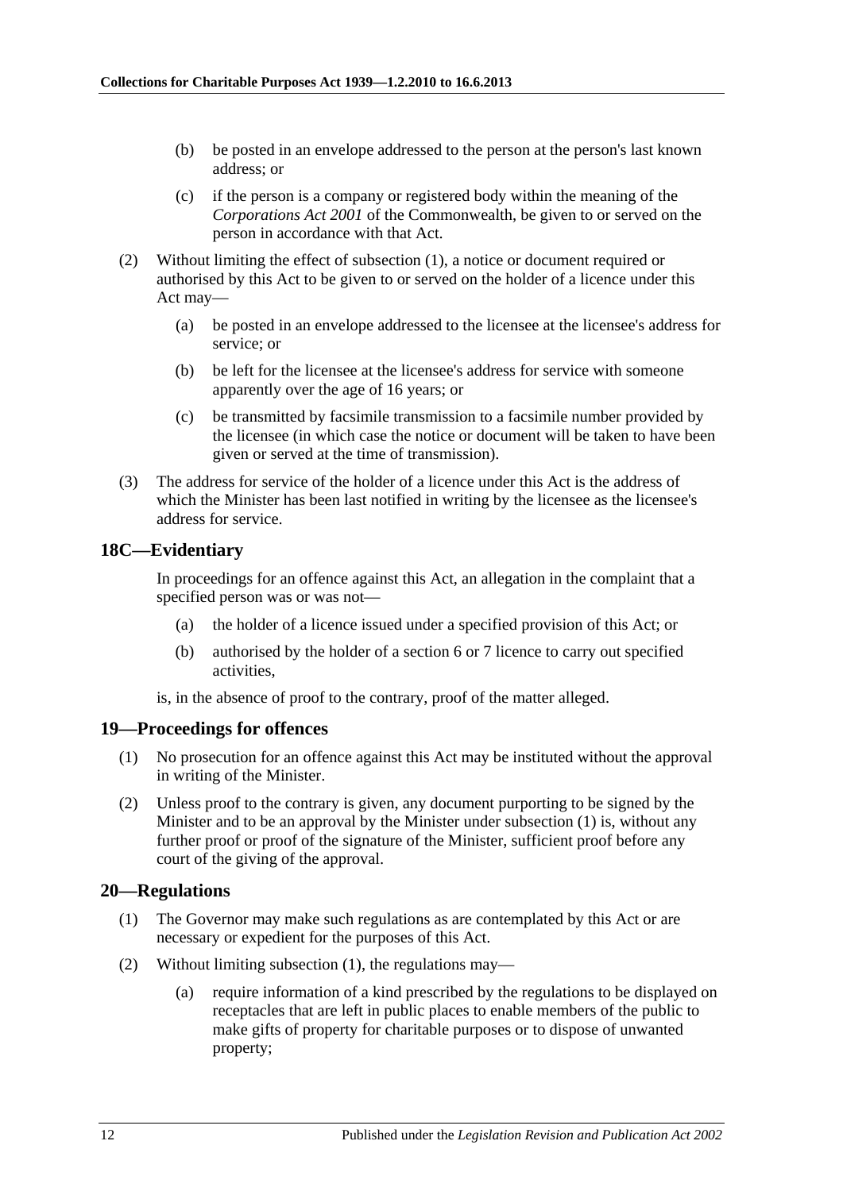(b) be posted in an envelope addressed to the person at the person's last known address; or

(c) if the person is a company or registered body within the meaning of the *Corporations Act 2001* of the Commonwealth, be given to or served on the person in accordance with that Act.

(2) Without limiting the effect of subsection (1), a notice or document required or authorised by this Act to be given to or served on the holder of a licence under this Act may—

(a) be posted in an envelope addressed to the licensee at the licensee's address for service; or

(b) be left for the licensee at the licensee's address for service with someone apparently over the age of 16 years; or

(c) be transmitted by facsimile transmission to a facsimile number provided by the licensee (in which case the notice or document will be taken to have been given or served at the time of transmission).

(3) The address for service of the holder of a licence under this Act is the address of which the Minister has been last notified in writing by the licensee as the licensee's address for service.

## 18C—Evidentiary

In proceedings for an offence against this Act, an allegation in the complaint that a specified person was or was not—

(a) the holder of a licence issued under a specified provision of this Act; or

(b) authorised by the holder of a section 6 or 7 licence to carry out specified activities,

is, in the absence of proof to the contrary, proof of the matter alleged.

## 19—Proceedings for offences

(1) No prosecution for an offence against this Act may be instituted without the approval in writing of the Minister.

(2) Unless proof to the contrary is given, any document purporting to be signed by the Minister and to be an approval by the Minister under subsection (1) is, without any further proof or proof of the signature of the Minister, sufficient proof before any court of the giving of the approval.

## 20—Regulations

(1) The Governor may make such regulations as are contemplated by this Act or are necessary or expedient for the purposes of this Act.

(2) Without limiting subsection (1), the regulations may—

(a) require information of a kind prescribed by the regulations to be displayed on receptacles that are left in public places to enable members of the public to make gifts of property for charitable purposes or to dispose of unwanted property;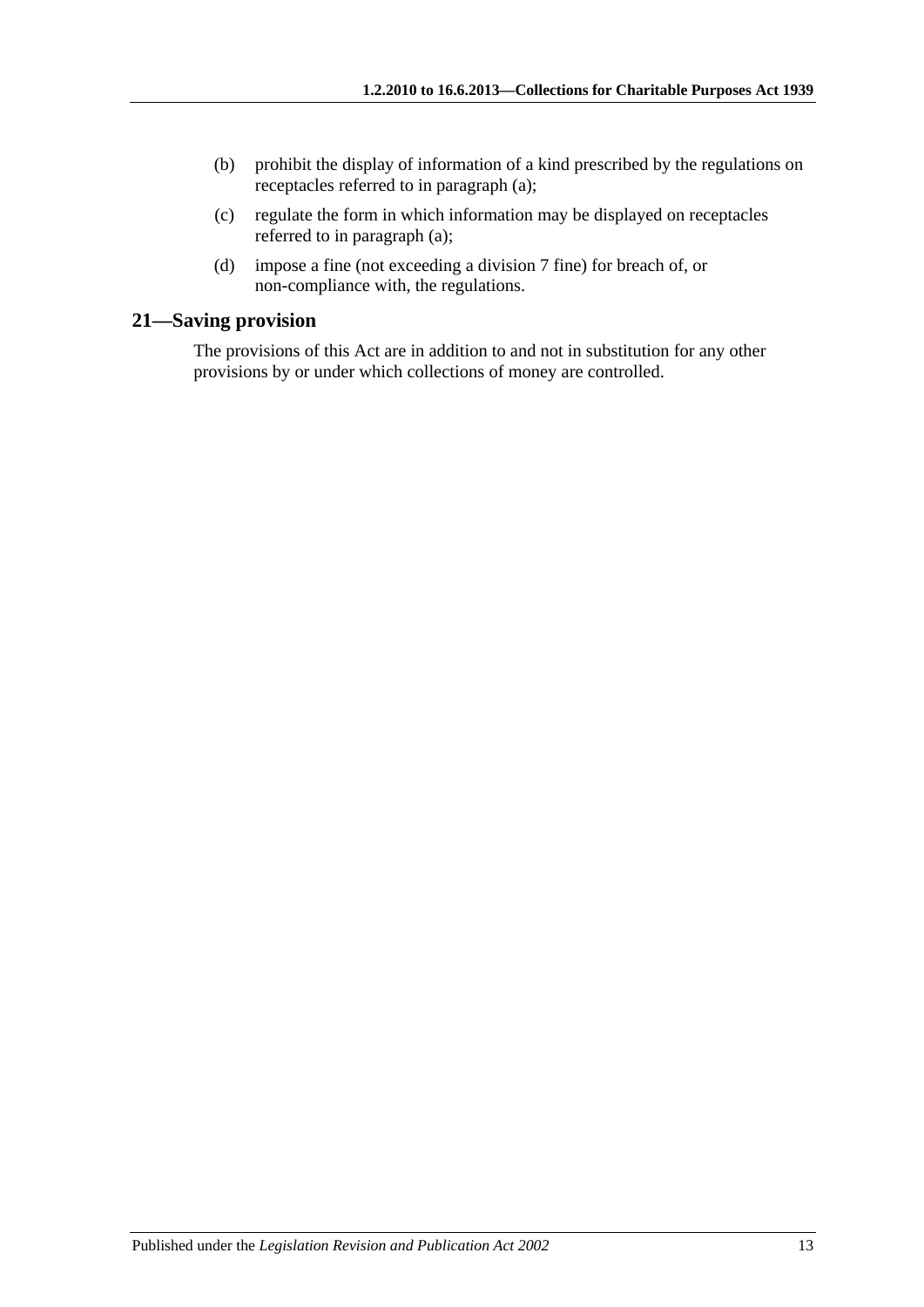(b) prohibit the display of information of a kind prescribed by the regulations on receptacles referred to in paragraph (a);

(c) regulate the form in which information may be displayed on receptacles referred to in paragraph (a);

(d) impose a fine (not exceeding a division 7 fine) for breach of, or non-compliance with, the regulations.

## 21—Saving provision

The provisions of this Act are in addition to and not in substitution for any other provisions by or under which collections of money are controlled.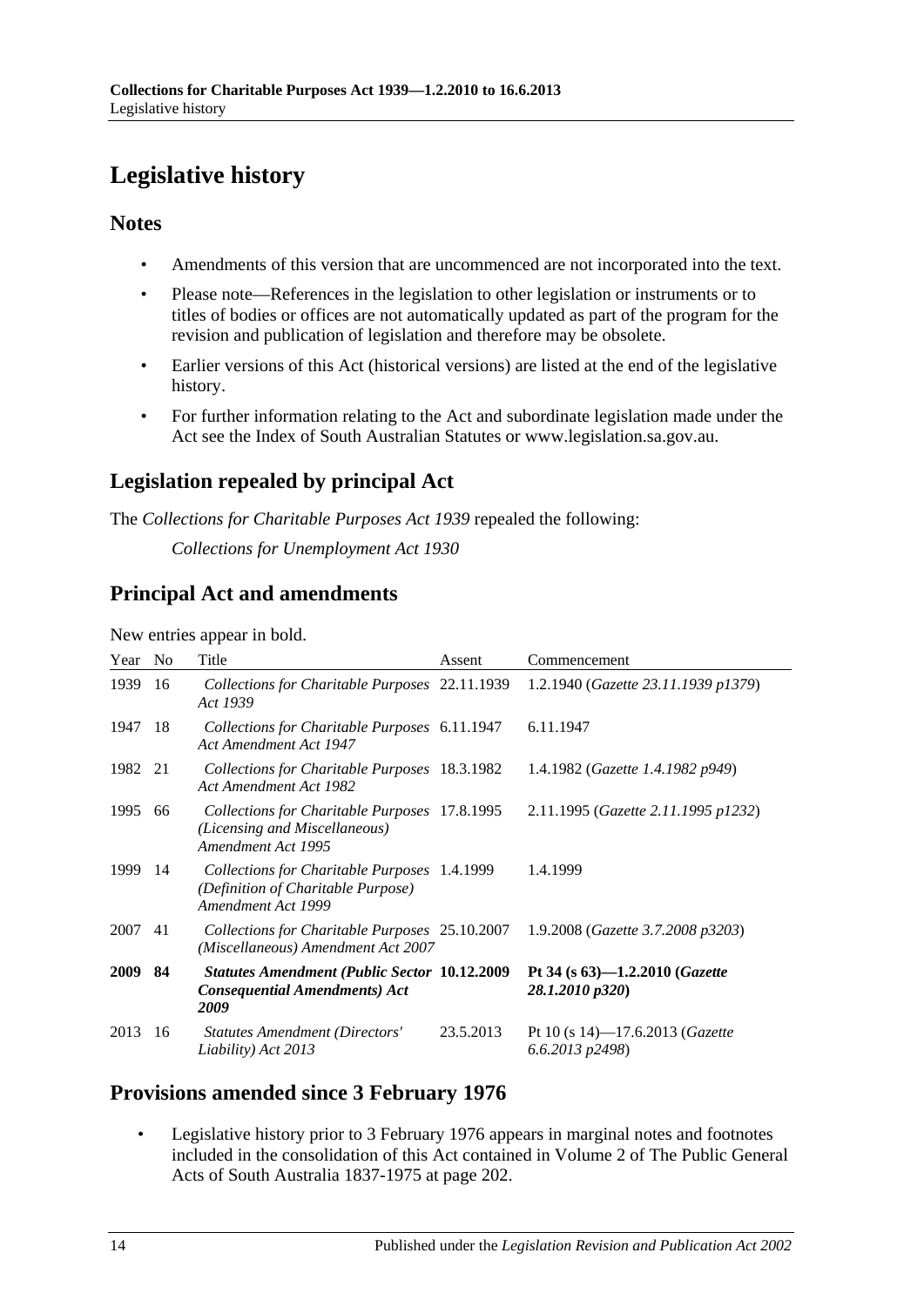# Legislative history

## Notes

- Amendments of this version that are uncommenced are not incorporated into the text.
- Please note—References in the legislation to other legislation or instruments or to titles of bodies or offices are not automatically updated as part of the program for the revision and publication of legislation and therefore may be obsolete.
- Earlier versions of this Act (historical versions) are listed at the end of the legislative history.
- For further information relating to the Act and subordinate legislation made under the Act see the Index of South Australian Statutes or www.legislation.sa.gov.au.

## Legislation repealed by principal Act

The *Collections for Charitable Purposes Act 1939* repealed the following:

*Collections for Unemployment Act 1930*

## Principal Act and amendments

New entries appear in bold.

| Year | No | Title | Assent | Commencement |
|---|---|---|---|---|
| 1939 | 16 | *Collections for Charitable Purposes Act 1939* | 22.11.1939 | 1.2.1940 (*Gazette 23.11.1939 p1379*) |
| 1947 | 18 | *Collections for Charitable Purposes Act Amendment Act 1947* | 6.11.1947 | 6.11.1947 |
| 1982 | 21 | *Collections for Charitable Purposes Act Amendment Act 1982* | 18.3.1982 | 1.4.1982 (*Gazette 1.4.1982 p949*) |
| 1995 | 66 | *Collections for Charitable Purposes (Licensing and Miscellaneous) Amendment Act 1995* | 17.8.1995 | 2.11.1995 (*Gazette 2.11.1995 p1232*) |
| 1999 | 14 | *Collections for Charitable Purposes (Definition of Charitable Purpose) Amendment Act 1999* | 1.4.1999 | 1.4.1999 |
| 2007 | 41 | *Collections for Charitable Purposes (Miscellaneous) Amendment Act 2007* | 25.10.2007 | 1.9.2008 (*Gazette 3.7.2008 p3203*) |
| **2009** | **84** | ***Statutes Amendment (Public Sector Consequential Amendments) Act 2009*** | **10.12.2009** | **Pt 34 (s 63)—1.2.2010 (*Gazette 28.1.2010 p320*)** |
| 2013 | 16 | *Statutes Amendment (Directors' Liability) Act 2013* | 23.5.2013 | Pt 10 (s 14)—17.6.2013 (*Gazette 6.6.2013 p2498*) |

## Provisions amended since 3 February 1976

- Legislative history prior to 3 February 1976 appears in marginal notes and footnotes included in the consolidation of this Act contained in Volume 2 of The Public General Acts of South Australia 1837-1975 at page 202.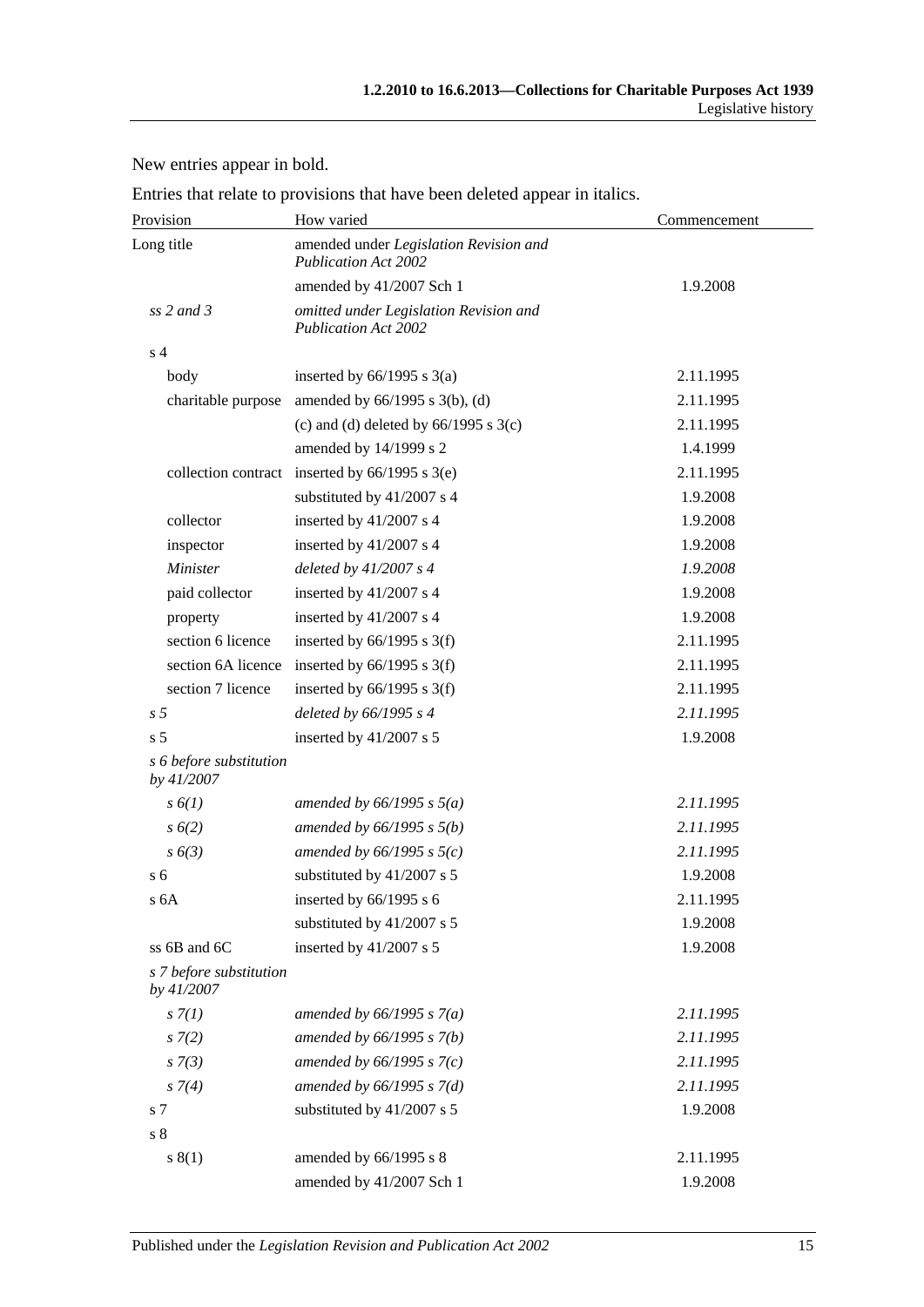New entries appear in bold.

Entries that relate to provisions that have been deleted appear in italics.

| Provision | How varied | Commencement |
|---|---|---|
| Long title | amended under *Legislation Revision and Publication Act 2002* | |
| | amended by 41/2007 Sch 1 | 1.9.2008 |
| *ss 2 and 3* | *omitted under Legislation Revision and Publication Act 2002* | |
| s 4 | | |
| body | inserted by 66/1995 s 3(a) | 2.11.1995 |
| charitable purpose | amended by 66/1995 s 3(b), (d) | 2.11.1995 |
| | (c) and (d) deleted by 66/1995 s 3(c) | 2.11.1995 |
| | amended by 14/1999 s 2 | 1.4.1999 |
| collection contract | inserted by 66/1995 s 3(e) | 2.11.1995 |
| | substituted by 41/2007 s 4 | 1.9.2008 |
| collector | inserted by 41/2007 s 4 | 1.9.2008 |
| inspector | inserted by 41/2007 s 4 | 1.9.2008 |
| *Minister* | *deleted by 41/2007 s 4* | *1.9.2008* |
| paid collector | inserted by 41/2007 s 4 | 1.9.2008 |
| property | inserted by 41/2007 s 4 | 1.9.2008 |
| section 6 licence | inserted by 66/1995 s 3(f) | 2.11.1995 |
| section 6A licence | inserted by 66/1995 s 3(f) | 2.11.1995 |
| section 7 licence | inserted by 66/1995 s 3(f) | 2.11.1995 |
| *s 5* | *deleted by 66/1995 s 4* | *2.11.1995* |
| s 5 | inserted by 41/2007 s 5 | 1.9.2008 |
| *s 6 before substitution by 41/2007* | | |
| *s 6(1)* | *amended by 66/1995 s 5(a)* | *2.11.1995* |
| *s 6(2)* | *amended by 66/1995 s 5(b)* | *2.11.1995* |
| *s 6(3)* | *amended by 66/1995 s 5(c)* | *2.11.1995* |
| s 6 | substituted by 41/2007 s 5 | 1.9.2008 |
| s 6A | inserted by 66/1995 s 6 | 2.11.1995 |
| | substituted by 41/2007 s 5 | 1.9.2008 |
| ss 6B and 6C | inserted by 41/2007 s 5 | 1.9.2008 |
| *s 7 before substitution by 41/2007* | | |
| *s 7(1)* | *amended by 66/1995 s 7(a)* | *2.11.1995* |
| *s 7(2)* | *amended by 66/1995 s 7(b)* | *2.11.1995* |
| *s 7(3)* | *amended by 66/1995 s 7(c)* | *2.11.1995* |
| *s 7(4)* | *amended by 66/1995 s 7(d)* | *2.11.1995* |
| s 7 | substituted by 41/2007 s 5 | 1.9.2008 |
| s 8 | | |
| s 8(1) | amended by 66/1995 s 8 | 2.11.1995 |
| | amended by 41/2007 Sch 1 | 1.9.2008 |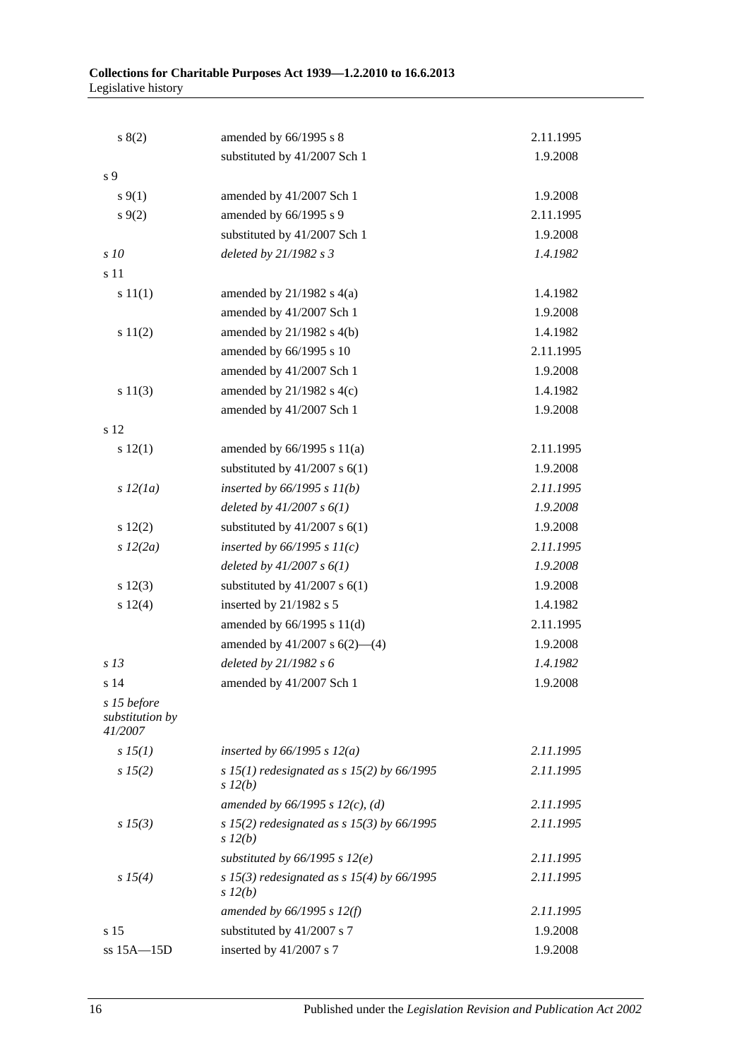| | | |
|---|---|---|
| s 8(2) | amended by 66/1995 s 8 | 2.11.1995 |
| | substituted by 41/2007 Sch 1 | 1.9.2008 |
| s 9 | | |
| s 9(1) | amended by 41/2007 Sch 1 | 1.9.2008 |
| s 9(2) | amended by 66/1995 s 9 | 2.11.1995 |
| | substituted by 41/2007 Sch 1 | 1.9.2008 |
| *s 10* | *deleted by 21/1982 s 3* | *1.4.1982* |
| s 11 | | |
| s 11(1) | amended by 21/1982 s 4(a) | 1.4.1982 |
| | amended by 41/2007 Sch 1 | 1.9.2008 |
| s 11(2) | amended by 21/1982 s 4(b) | 1.4.1982 |
| | amended by 66/1995 s 10 | 2.11.1995 |
| | amended by 41/2007 Sch 1 | 1.9.2008 |
| s 11(3) | amended by 21/1982 s 4(c) | 1.4.1982 |
| | amended by 41/2007 Sch 1 | 1.9.2008 |
| s 12 | | |
| s 12(1) | amended by 66/1995 s 11(a) | 2.11.1995 |
| | substituted by 41/2007 s 6(1) | 1.9.2008 |
| *s 12(1a)* | *inserted by 66/1995 s 11(b)* | *2.11.1995* |
| | *deleted by 41/2007 s 6(1)* | *1.9.2008* |
| s 12(2) | substituted by 41/2007 s 6(1) | 1.9.2008 |
| *s 12(2a)* | *inserted by 66/1995 s 11(c)* | *2.11.1995* |
| | *deleted by 41/2007 s 6(1)* | *1.9.2008* |
| s 12(3) | substituted by 41/2007 s 6(1) | 1.9.2008 |
| s 12(4) | inserted by 21/1982 s 5 | 1.4.1982 |
| | amended by 66/1995 s 11(d) | 2.11.1995 |
| | amended by 41/2007 s 6(2)—(4) | 1.9.2008 |
| *s 13* | *deleted by 21/1982 s 6* | *1.4.1982* |
| s 14 | amended by 41/2007 Sch 1 | 1.9.2008 |
| *s 15 before substitution by 41/2007* | | |
| *s 15(1)* | *inserted by 66/1995 s 12(a)* | *2.11.1995* |
| *s 15(2)* | *s 15(1) redesignated as s 15(2) by 66/1995 s 12(b)* | *2.11.1995* |
| | *amended by 66/1995 s 12(c), (d)* | *2.11.1995* |
| *s 15(3)* | *s 15(2) redesignated as s 15(3) by 66/1995 s 12(b)* | *2.11.1995* |
| | *substituted by 66/1995 s 12(e)* | *2.11.1995* |
| *s 15(4)* | *s 15(3) redesignated as s 15(4) by 66/1995 s 12(b)* | *2.11.1995* |
| | *amended by 66/1995 s 12(f)* | *2.11.1995* |
| s 15 | substituted by 41/2007 s 7 | 1.9.2008 |
| ss 15A—15D | inserted by 41/2007 s 7 | 1.9.2008 |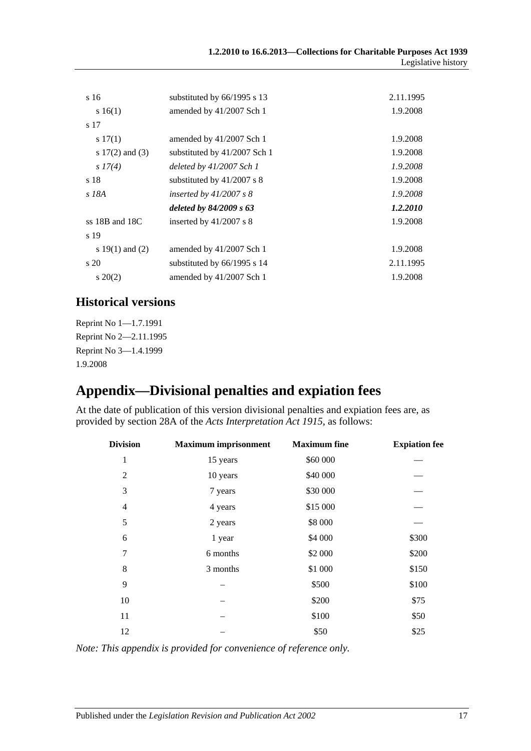| | | |
|---|---|---|
| s 16 | substituted by 66/1995 s 13 | 2.11.1995 |
| s 16(1) | amended by 41/2007 Sch 1 | 1.9.2008 |
| s 17 | | |
| s 17(1) | amended by 41/2007 Sch 1 | 1.9.2008 |
| s 17(2) and (3) | substituted by 41/2007 Sch 1 | 1.9.2008 |
| *s 17(4)* | *deleted by 41/2007 Sch 1* | *1.9.2008* |
| s 18 | substituted by 41/2007 s 8 | 1.9.2008 |
| *s 18A* | *inserted by 41/2007 s 8* | *1.9.2008* |
| | ***deleted by 84/2009 s 63*** | ***1.2.2010*** |
| ss 18B and 18C | inserted by 41/2007 s 8 | 1.9.2008 |
| s 19 | | |
| s 19(1) and (2) | amended by 41/2007 Sch 1 | 1.9.2008 |
| s 20 | substituted by 66/1995 s 14 | 2.11.1995 |
| s 20(2) | amended by 41/2007 Sch 1 | 1.9.2008 |

## Historical versions

Reprint No 1—1.7.1991
Reprint No 2—2.11.1995
Reprint No 3—1.4.1999
1.9.2008

# Appendix—Divisional penalties and expiation fees

At the date of publication of this version divisional penalties and expiation fees are, as provided by section 28A of the *Acts Interpretation Act 1915*, as follows:

| Division | Maximum imprisonment | Maximum fine | Expiation fee |
|---|---|---|---|
| 1 | 15 years | $60 000 | — |
| 2 | 10 years | $40 000 | — |
| 3 | 7 years | $30 000 | — |
| 4 | 4 years | $15 000 | — |
| 5 | 2 years | $8 000 | — |
| 6 | 1 year | $4 000 | $300 |
| 7 | 6 months | $2 000 | $200 |
| 8 | 3 months | $1 000 | $150 |
| 9 | – | $500 | $100 |
| 10 | – | $200 | $75 |
| 11 | – | $100 | $50 |
| 12 | – | $50 | $25 |

*Note: This appendix is provided for convenience of reference only.*